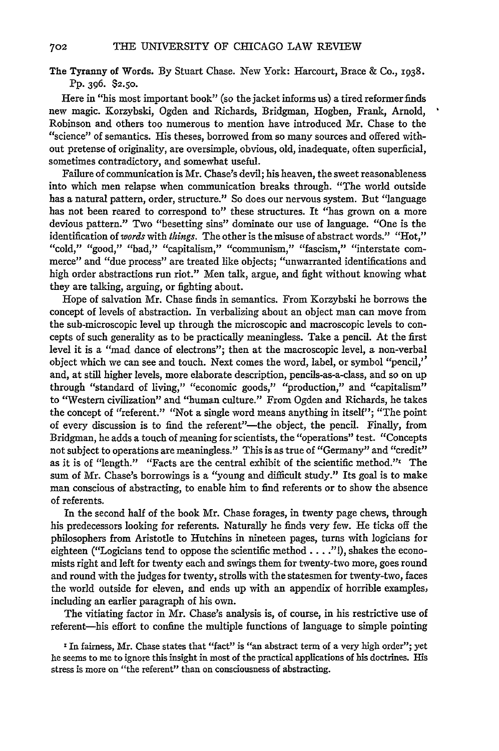The Tyranny of Words. By Stuart Chase. New York: Harcourt, Brace & Co., 1938. Pp. 396. $2.50.

Here in "his most important book" (so the jacket informs us) a tired reformer finds new magic. Korzybski, Ogden and Richards, Bridgman, Hogben, Frank, Arnold, Robinson and others too numerous to mention have introduced Mr. Chase to the "science" of semantics. His theses, borrowed from so many sources and offered without pretense of originality, are oversimple, obvious, old, inadequate, often superficial, sometimes contradictory, and somewhat useful.

Failure of communication is Mr. Chase's devil; his heaven, the sweet reasonableness into which men relapse when communication breaks through. "The world outside has a natural pattern, order, structure." So does our nervous system. But "language has not been reared to correspond to" these structures. It "has grown on a more devious pattern." Two "besetting sins" dominate our use of language. "One is the identification of *words* with *things*. The other is the misuse of abstract words." "Hot," "cold," "good," "bad," "capitalism," "communism," "fascism," "interstate commerce" and "due process" are treated like objects; "unwarranted identifications and high order abstractions run riot." Men talk, argue, and fight without knowing what they are talking, arguing, or fighting about.

Hope of salvation Mr. Chase finds in semantics. From Korzybski he borrows the concept of levels of abstraction. In verbalizing about an object man can move from the sub-microscopic level up through the microscopic and macroscopic levels to concepts of such generality as to be practically meaningless. Take a pencil. At the first level it is a "mad dance of electrons"; then at the macroscopic level, a non-verbal object which we can see and touch. Next comes the word, label, or symbol "pencil," and, at still higher levels, more elaborate description, pencils-as-a-class, and so on up through "standard of living," "economic goods," "production," and "capitalism" to "Western civilization" and "human culture." From Ogden and Richards, he takes the concept of "referent." "Not a single word means anything in itself"; "The point of every discussion is to find the referent"—the object, the pencil. Finally, from Bridgman, he adds a touch of meaning for scientists, the "operations" test. "Concepts not subject to operations are meaningless." This is as true of "Germany" and "credit" as it is of "length." "Facts are the central exhibit of the scientific method."[1] The sum of Mr. Chase's borrowings is a "young and difficult study." Its goal is to make man conscious of abstracting, to enable him to find referents or to show the absence of referents.

In the second half of the book Mr. Chase forages, in twenty page chews, through his predecessors looking for referents. Naturally he finds very few. He ticks off the philosophers from Aristotle to Hutchins in nineteen pages, turns with logicians for eighteen ("Logicians tend to oppose the scientific method . . . ."!), shakes the economists right and left for twenty each and swings them for twenty-two more, goes round and round with the judges for twenty, strolls with the statesmen for twenty-two, faces the world outside for eleven, and ends up with an appendix of horrible examples, including an earlier paragraph of his own.

The vitiating factor in Mr. Chase's analysis is, of course, in his restrictive use of referent—his effort to confine the multiple functions of language to simple pointing

[1] In fairness, Mr. Chase states that "fact" is "an abstract term of a very high order"; yet he seems to me to ignore this insight in most of the practical applications of his doctrines. His stress is more on "the referent" than on consciousness of abstracting.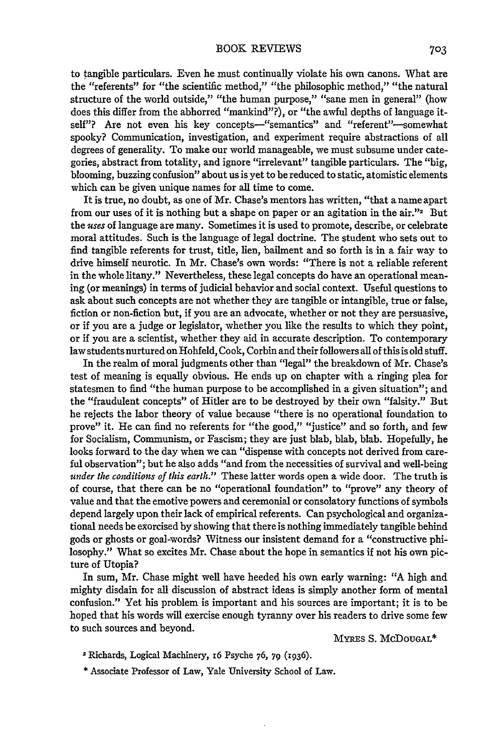to tangible particulars. Even he must continually violate his own canons. What are the "referents" for "the scientific method," "the philosophic method," "the natural structure of the world outside," "the human purpose," "sane men in general" (how does this differ from the abhorred "mankind"?), or "the awful depths of language itself"? Are not even his key concepts—"semantics" and "referent"—somewhat spooky? Communication, investigation, and experiment require abstractions of all degrees of generality. To make our world manageable, we must subsume under categories, abstract from totality, and ignore "irrelevant" tangible particulars. The "big, blooming, buzzing confusion" about us is yet to be reduced to static, atomistic elements which can be given unique names for all time to come.

It is true, no doubt, as one of Mr. Chase's mentors has written, "that a name apart from our uses of it is nothing but a shape on paper or an agitation in the air."[2] But the *uses* of language are many. Sometimes it is used to promote, describe, or celebrate moral attitudes. Such is the language of legal doctrine. The student who sets out to find tangible referents for trust, title, lien, bailment and so forth is in a fair way to drive himself neurotic. In Mr. Chase's own words: "There is not a reliable referent in the whole litany." Nevertheless, these legal concepts do have an operational meaning (or meanings) in terms of judicial behavior and social context. Useful questions to ask about such concepts are not whether they are tangible or intangible, true or false, fiction or non-fiction but, if you are an advocate, whether or not they are persuasive, or if you are a judge or legislator, whether you like the results to which they point, or if you are a scientist, whether they aid in accurate description. To contemporary law students nurtured on Hohfeld, Cook, Corbin and their followers all of this is old stuff.

In the realm of moral judgments other than "legal" the breakdown of Mr. Chase's test of meaning is equally obvious. He ends up on chapter with a ringing plea for statesmen to find "the human purpose to be accomplished in a given situation"; and the "fraudulent concepts" of Hitler are to be destroyed by their own "falsity." But he rejects the labor theory of value because "there is no operational foundation to prove" it. He can find no referents for "the good," "justice" and so forth, and few for Socialism, Communism, or Fascism; they are just blab, blab, blab. Hopefully, he looks forward to the day when we can "dispense with concepts not derived from careful observation"; but he also adds "and from the necessities of survival and well-being *under the conditions of this earth*." These latter words open a wide door. The truth is of course, that there can be no "operational foundation" to "prove" any theory of value and that the emotive powers and ceremonial or consolatory functions of symbols depend largely upon their lack of empirical referents. Can psychological and organizational needs be exorcised by showing that there is nothing immediately tangible behind gods or ghosts or goal-words? Witness our insistent demand for a "constructive philosophy." What so excites Mr. Chase about the hope in semantics if not his own picture of Utopia?

In sum, Mr. Chase might well have heeded his own early warning: "A high and mighty disdain for all discussion of abstract ideas is simply another form of mental confusion." Yet his problem is important and his sources are important; it is to be hoped that his words will exercise enough tyranny over his readers to drive some few to such sources and beyond.

MYRES S. McDOUGAL*

[2] Richards, Logical Machinery, 16 Psyche 76, 79 (1936).

\* Associate Professor of Law, Yale University School of Law.